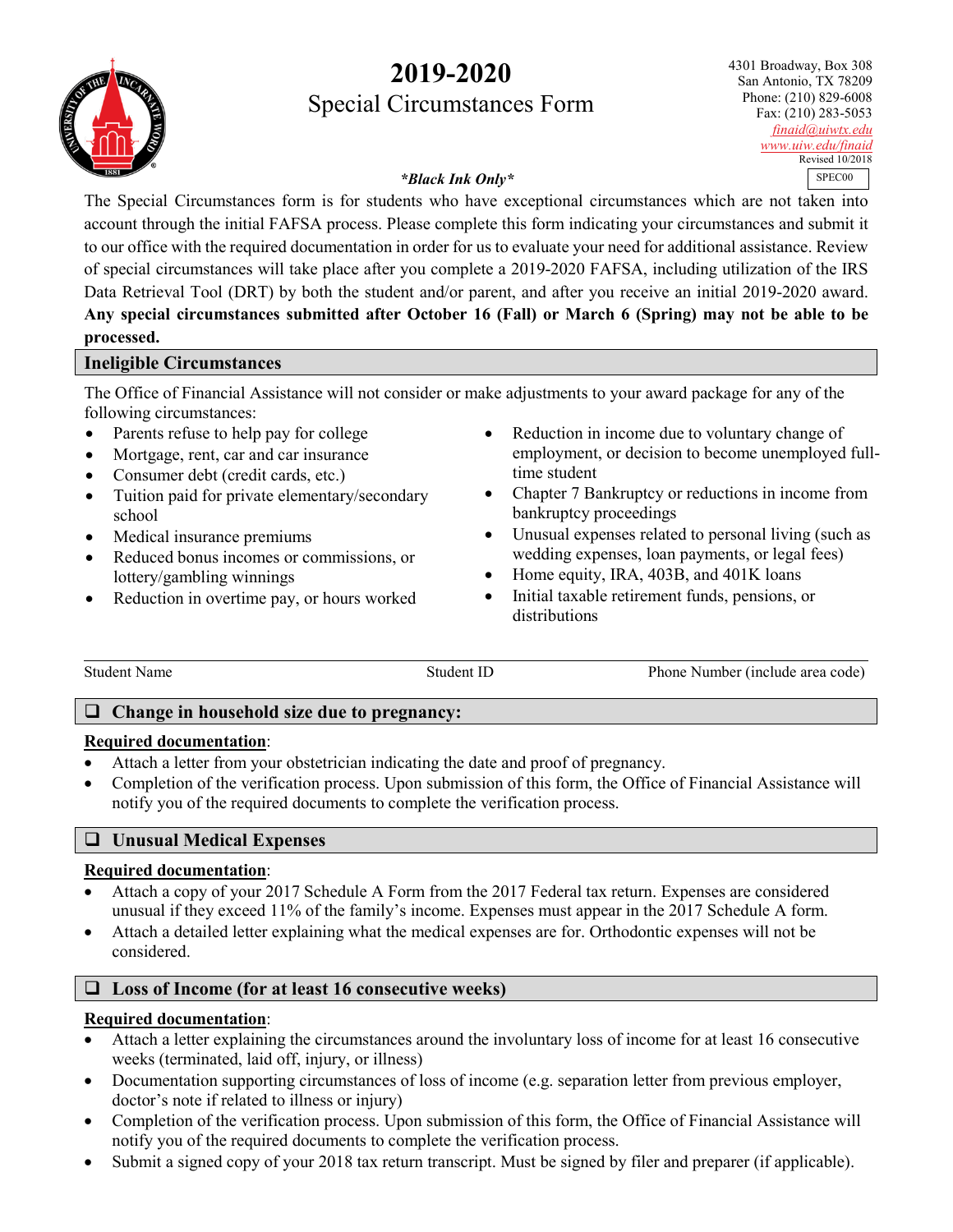# 2019-2020

## Special Circumstances Form

4301 Broadway, Box 308
San Antonio, TX 78209
Phone: (210) 829-6008
Fax: (210) 283-5053
finaid@uiwtx.edu
www.uiw.edu/finaid
Revised 10/2018

SPEC00

***Black Ink Only***

The Special Circumstances form is for students who have exceptional circumstances which are not taken into account through the initial FAFSA process. Please complete this form indicating your circumstances and submit it to our office with the required documentation in order for us to evaluate your need for additional assistance. Review of special circumstances will take place after you complete a 2019-2020 FAFSA, including utilization of the IRS Data Retrieval Tool (DRT) by both the student and/or parent, and after you receive an initial 2019-2020 award. **Any special circumstances submitted after October 16 (Fall) or March 6 (Spring) may not be able to be processed.**

## Ineligible Circumstances

The Office of Financial Assistance will not consider or make adjustments to your award package for any of the following circumstances:

- Parents refuse to help pay for college
- Mortgage, rent, car and car insurance
- Consumer debt (credit cards, etc.)
- Tuition paid for private elementary/secondary school
- Medical insurance premiums
- Reduced bonus incomes or commissions, or lottery/gambling winnings
- Reduction in overtime pay, or hours worked
- Reduction in income due to voluntary change of employment, or decision to become unemployed full-time student
- Chapter 7 Bankruptcy or reductions in income from bankruptcy proceedings
- Unusual expenses related to personal living (such as wedding expenses, loan payments, or legal fees)
- Home equity, IRA, 403B, and 401K loans
- Initial taxable retirement funds, pensions, or distributions

Student Name ______________________ Student ID ______________________ Phone Number (include area code) ______________________

## ❑ Change in household size due to pregnancy:

**Required documentation**:

- Attach a letter from your obstetrician indicating the date and proof of pregnancy.
- Completion of the verification process. Upon submission of this form, the Office of Financial Assistance will notify you of the required documents to complete the verification process.

## ❑ Unusual Medical Expenses

**Required documentation**:

- Attach a copy of your 2017 Schedule A Form from the 2017 Federal tax return. Expenses are considered unusual if they exceed 11% of the family's income. Expenses must appear in the 2017 Schedule A form.
- Attach a detailed letter explaining what the medical expenses are for. Orthodontic expenses will not be considered.

## ❑ Loss of Income (for at least 16 consecutive weeks)

**Required documentation**:

- Attach a letter explaining the circumstances around the involuntary loss of income for at least 16 consecutive weeks (terminated, laid off, injury, or illness)
- Documentation supporting circumstances of loss of income (e.g. separation letter from previous employer, doctor's note if related to illness or injury)
- Completion of the verification process. Upon submission of this form, the Office of Financial Assistance will notify you of the required documents to complete the verification process.
- Submit a signed copy of your 2018 tax return transcript. Must be signed by filer and preparer (if applicable).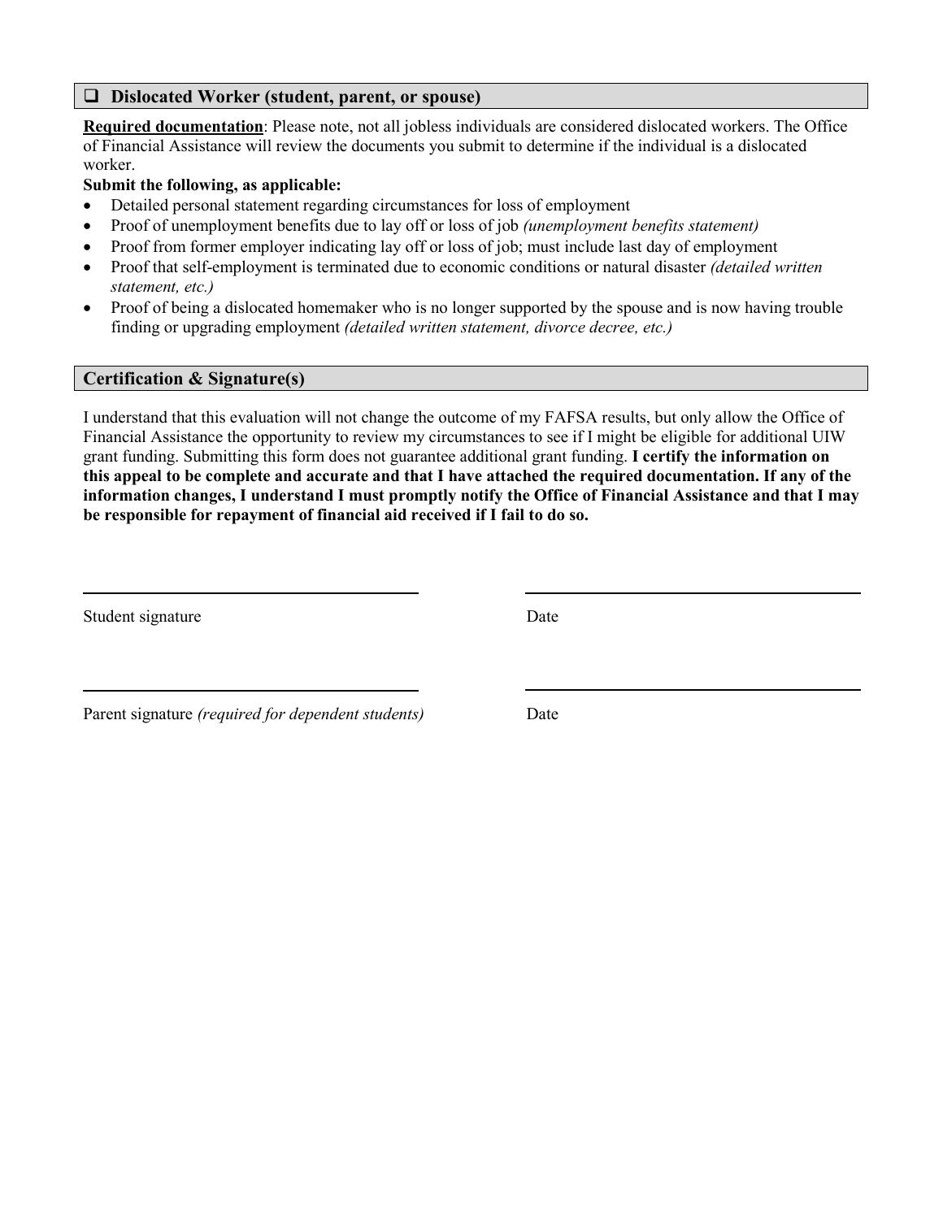## ☐ Dislocated Worker (student, parent, or spouse)

**Required documentation**: Please note, not all jobless individuals are considered dislocated workers. The Office of Financial Assistance will review the documents you submit to determine if the individual is a dislocated worker.

**Submit the following, as applicable:**

- Detailed personal statement regarding circumstances for loss of employment
- Proof of unemployment benefits due to lay off or loss of job *(unemployment benefits statement)*
- Proof from former employer indicating lay off or loss of job; must include last day of employment
- Proof that self-employment is terminated due to economic conditions or natural disaster *(detailed written statement, etc.)*
- Proof of being a dislocated homemaker who is no longer supported by the spouse and is now having trouble finding or upgrading employment *(detailed written statement, divorce decree, etc.)*

## Certification & Signature(s)

I understand that this evaluation will not change the outcome of my FAFSA results, but only allow the Office of Financial Assistance the opportunity to review my circumstances to see if I might be eligible for additional UIW grant funding. Submitting this form does not guarantee additional grant funding. **I certify the information on this appeal to be complete and accurate and that I have attached the required documentation. If any of the information changes, I understand I must promptly notify the Office of Financial Assistance and that I may be responsible for repayment of financial aid received if I fail to do so.**

_________________________________ _________________________________

Student signature Date

_________________________________ _________________________________

Parent signature *(required for dependent students)* Date